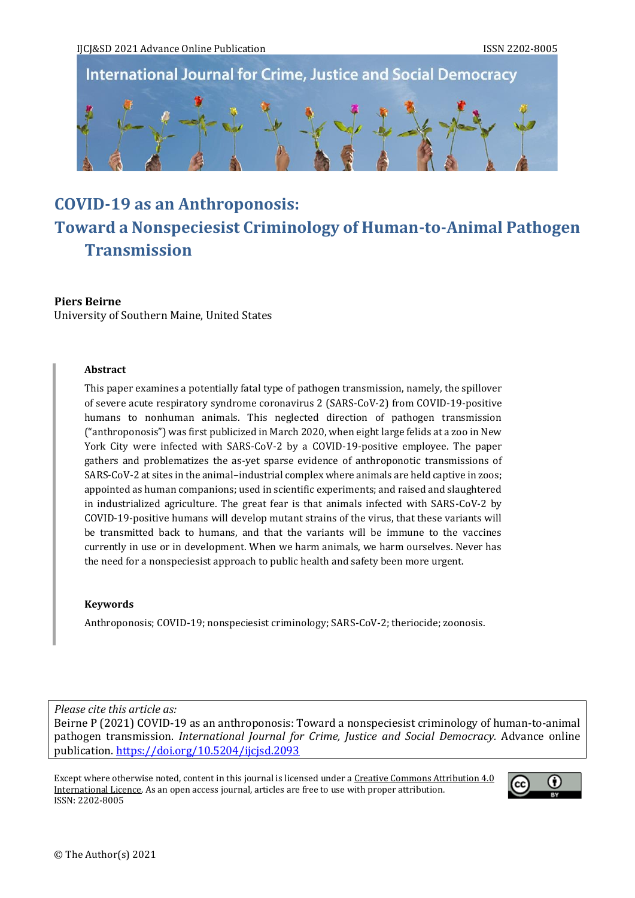# COVID-19 as an Anthroponosis: Toward a Nonspeciesist Criminology of Human-to-Animal Pathogen Transmission

**Piers Beirne**
University of Southern Maine, United States

## Abstract

This paper examines a potentially fatal type of pathogen transmission, namely, the spillover of severe acute respiratory syndrome coronavirus 2 (SARS-CoV-2) from COVID-19-positive humans to nonhuman animals. This neglected direction of pathogen transmission ("anthroponosis") was first publicized in March 2020, when eight large felids at a zoo in New York City were infected with SARS-CoV-2 by a COVID-19-positive employee. The paper gathers and problematizes the as-yet sparse evidence of anthroponotic transmissions of SARS-CoV-2 at sites in the animal–industrial complex where animals are held captive in zoos; appointed as human companions; used in scientific experiments; and raised and slaughtered in industrialized agriculture. The great fear is that animals infected with SARS-CoV-2 by COVID-19-positive humans will develop mutant strains of the virus, that these variants will be transmitted back to humans, and that the variants will be immune to the vaccines currently in use or in development. When we harm animals, we harm ourselves. Never has the need for a nonspeciesist approach to public health and safety been more urgent.

## Keywords

Anthroponosis; COVID-19; nonspeciesist criminology; SARS-CoV-2; theriocide; zoonosis.

*Please cite this article as:*
Beirne P (2021) COVID-19 as an anthroponosis: Toward a nonspeciesist criminology of human-to-animal pathogen transmission. *International Journal for Crime, Justice and Social Democracy.* Advance online publication. https://doi.org/10.5204/ijcjsd.2093

Except where otherwise noted, content in this journal is licensed under a Creative Commons Attribution 4.0 International Licence. As an open access journal, articles are free to use with proper attribution.
ISSN: 2202-8005

© The Author(s) 2021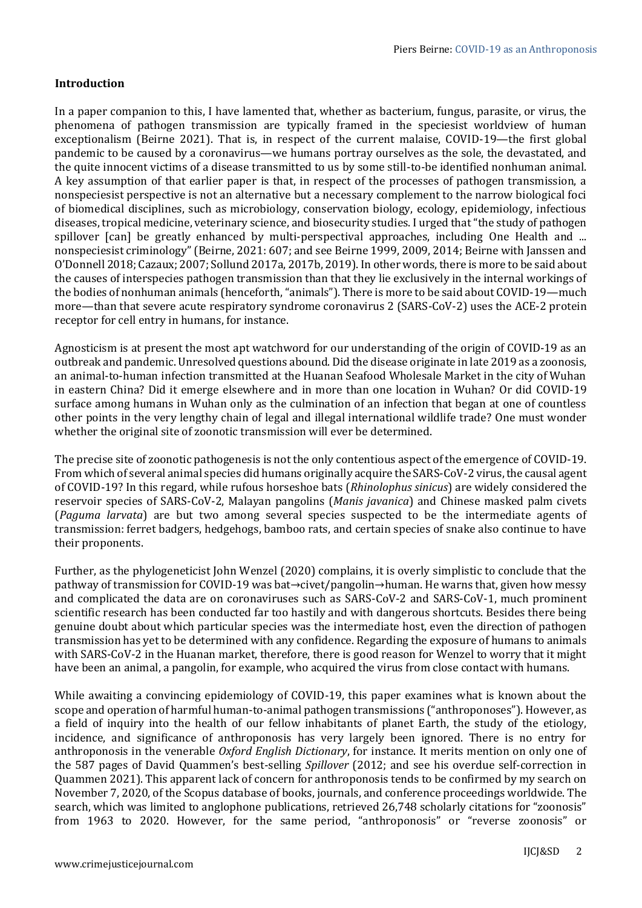## Introduction

In a paper companion to this, I have lamented that, whether as bacterium, fungus, parasite, or virus, the phenomena of pathogen transmission are typically framed in the speciesist worldview of human exceptionalism (Beirne 2021). That is, in respect of the current malaise, COVID-19—the first global pandemic to be caused by a coronavirus—we humans portray ourselves as the sole, the devastated, and the quite innocent victims of a disease transmitted to us by some still-to-be identified nonhuman animal. A key assumption of that earlier paper is that, in respect of the processes of pathogen transmission, a nonspeciesist perspective is not an alternative but a necessary complement to the narrow biological foci of biomedical disciplines, such as microbiology, conservation biology, ecology, epidemiology, infectious diseases, tropical medicine, veterinary science, and biosecurity studies. I urged that "the study of pathogen spillover [can] be greatly enhanced by multi-perspectival approaches, including One Health and ... nonspeciesist criminology" (Beirne, 2021: 607; and see Beirne 1999, 2009, 2014; Beirne with Janssen and O'Donnell 2018; Cazaux; 2007; Sollund 2017a, 2017b, 2019). In other words, there is more to be said about the causes of interspecies pathogen transmission than that they lie exclusively in the internal workings of the bodies of nonhuman animals (henceforth, "animals"). There is more to be said about COVID-19—much more—than that severe acute respiratory syndrome coronavirus 2 (SARS-CoV-2) uses the ACE-2 protein receptor for cell entry in humans, for instance.

Agnosticism is at present the most apt watchword for our understanding of the origin of COVID-19 as an outbreak and pandemic. Unresolved questions abound. Did the disease originate in late 2019 as a zoonosis, an animal-to-human infection transmitted at the Huanan Seafood Wholesale Market in the city of Wuhan in eastern China? Did it emerge elsewhere and in more than one location in Wuhan? Or did COVID-19 surface among humans in Wuhan only as the culmination of an infection that began at one of countless other points in the very lengthy chain of legal and illegal international wildlife trade? One must wonder whether the original site of zoonotic transmission will ever be determined.

The precise site of zoonotic pathogenesis is not the only contentious aspect of the emergence of COVID-19. From which of several animal species did humans originally acquire the SARS-CoV-2 virus, the causal agent of COVID-19? In this regard, while rufous horseshoe bats (*Rhinolophus sinicus*) are widely considered the reservoir species of SARS-CoV-2, Malayan pangolins (*Manis javanica*) and Chinese masked palm civets (*Paguma larvata*) are but two among several species suspected to be the intermediate agents of transmission: ferret badgers, hedgehogs, bamboo rats, and certain species of snake also continue to have their proponents.

Further, as the phylogeneticist John Wenzel (2020) complains, it is overly simplistic to conclude that the pathway of transmission for COVID-19 was bat→civet/pangolin→human. He warns that, given how messy and complicated the data are on coronaviruses such as SARS-CoV-2 and SARS-CoV-1, much prominent scientific research has been conducted far too hastily and with dangerous shortcuts. Besides there being genuine doubt about which particular species was the intermediate host, even the direction of pathogen transmission has yet to be determined with any confidence. Regarding the exposure of humans to animals with SARS-CoV-2 in the Huanan market, therefore, there is good reason for Wenzel to worry that it might have been an animal, a pangolin, for example, who acquired the virus from close contact with humans.

While awaiting a convincing epidemiology of COVID-19, this paper examines what is known about the scope and operation of harmful human-to-animal pathogen transmissions ("anthroponoses"). However, as a field of inquiry into the health of our fellow inhabitants of planet Earth, the study of the etiology, incidence, and significance of anthroponosis has very largely been ignored. There is no entry for anthroponosis in the venerable *Oxford English Dictionary*, for instance. It merits mention on only one of the 587 pages of David Quammen's best-selling *Spillover* (2012; and see his overdue self-correction in Quammen 2021). This apparent lack of concern for anthroponosis tends to be confirmed by my search on November 7, 2020, of the Scopus database of books, journals, and conference proceedings worldwide. The search, which was limited to anglophone publications, retrieved 26,748 scholarly citations for "zoonosis" from 1963 to 2020. However, for the same period, "anthroponosis" or "reverse zoonosis" or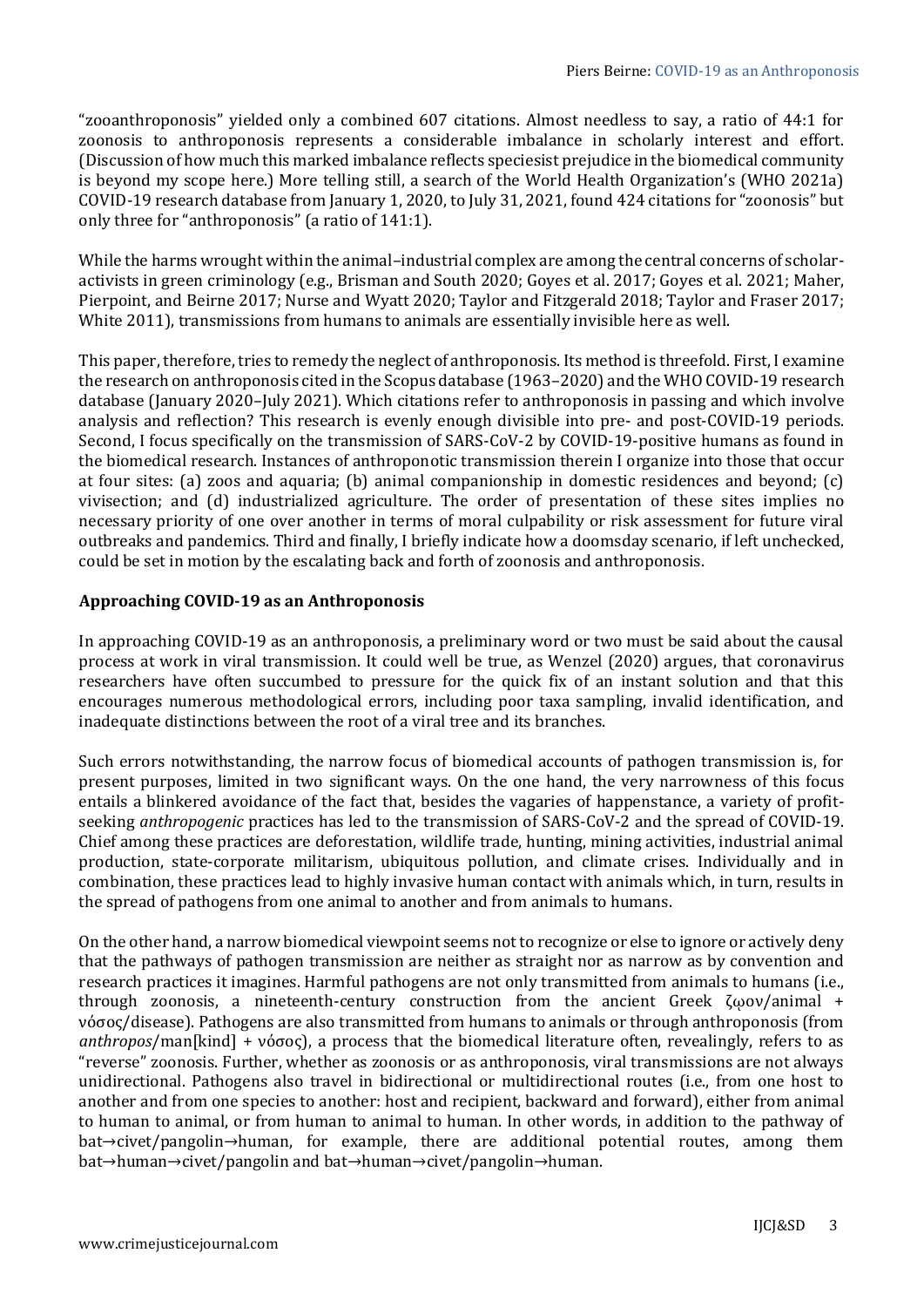"zooanthroponosis" yielded only a combined 607 citations. Almost needless to say, a ratio of 44:1 for zoonosis to anthroponosis represents a considerable imbalance in scholarly interest and effort. (Discussion of how much this marked imbalance reflects speciesist prejudice in the biomedical community is beyond my scope here.) More telling still, a search of the World Health Organization's (WHO 2021a) COVID-19 research database from January 1, 2020, to July 31, 2021, found 424 citations for "zoonosis" but only three for "anthroponosis" (a ratio of 141:1).

While the harms wrought within the animal–industrial complex are among the central concerns of scholar-activists in green criminology (e.g., Brisman and South 2020; Goyes et al. 2017; Goyes et al. 2021; Maher, Pierpoint, and Beirne 2017; Nurse and Wyatt 2020; Taylor and Fitzgerald 2018; Taylor and Fraser 2017; White 2011), transmissions from humans to animals are essentially invisible here as well.

This paper, therefore, tries to remedy the neglect of anthroponosis. Its method is threefold. First, I examine the research on anthroponosis cited in the Scopus database (1963–2020) and the WHO COVID-19 research database (January 2020–July 2021). Which citations refer to anthroponosis in passing and which involve analysis and reflection? This research is evenly enough divisible into pre- and post-COVID-19 periods. Second, I focus specifically on the transmission of SARS-CoV-2 by COVID-19-positive humans as found in the biomedical research. Instances of anthroponotic transmission therein I organize into those that occur at four sites: (a) zoos and aquaria; (b) animal companionship in domestic residences and beyond; (c) vivisection; and (d) industrialized agriculture. The order of presentation of these sites implies no necessary priority of one over another in terms of moral culpability or risk assessment for future viral outbreaks and pandemics. Third and finally, I briefly indicate how a doomsday scenario, if left unchecked, could be set in motion by the escalating back and forth of zoonosis and anthroponosis.

## Approaching COVID-19 as an Anthroponosis

In approaching COVID-19 as an anthroponosis, a preliminary word or two must be said about the causal process at work in viral transmission. It could well be true, as Wenzel (2020) argues, that coronavirus researchers have often succumbed to pressure for the quick fix of an instant solution and that this encourages numerous methodological errors, including poor taxa sampling, invalid identification, and inadequate distinctions between the root of a viral tree and its branches.

Such errors notwithstanding, the narrow focus of biomedical accounts of pathogen transmission is, for present purposes, limited in two significant ways. On the one hand, the very narrowness of this focus entails a blinkered avoidance of the fact that, besides the vagaries of happenstance, a variety of profit-seeking *anthropogenic* practices has led to the transmission of SARS-CoV-2 and the spread of COVID-19. Chief among these practices are deforestation, wildlife trade, hunting, mining activities, industrial animal production, state-corporate militarism, ubiquitous pollution, and climate crises. Individually and in combination, these practices lead to highly invasive human contact with animals which, in turn, results in the spread of pathogens from one animal to another and from animals to humans.

On the other hand, a narrow biomedical viewpoint seems not to recognize or else to ignore or actively deny that the pathways of pathogen transmission are neither as straight nor as narrow as by convention and research practices it imagines. Harmful pathogens are not only transmitted from animals to humans (i.e., through zoonosis, a nineteenth-century construction from the ancient Greek ζῷον/animal + νόσος/disease). Pathogens are also transmitted from humans to animals or through anthroponosis (from *anthropos*/man[kind] + νόσος), a process that the biomedical literature often, revealingly, refers to as "reverse" zoonosis. Further, whether as zoonosis or as anthroponosis, viral transmissions are not always unidirectional. Pathogens also travel in bidirectional or multidirectional routes (i.e., from one host to another and from one species to another: host and recipient, backward and forward), either from animal to human to animal, or from human to animal to human. In other words, in addition to the pathway of bat→civet/pangolin→human, for example, there are additional potential routes, among them bat→human→civet/pangolin and bat→human→civet/pangolin→human.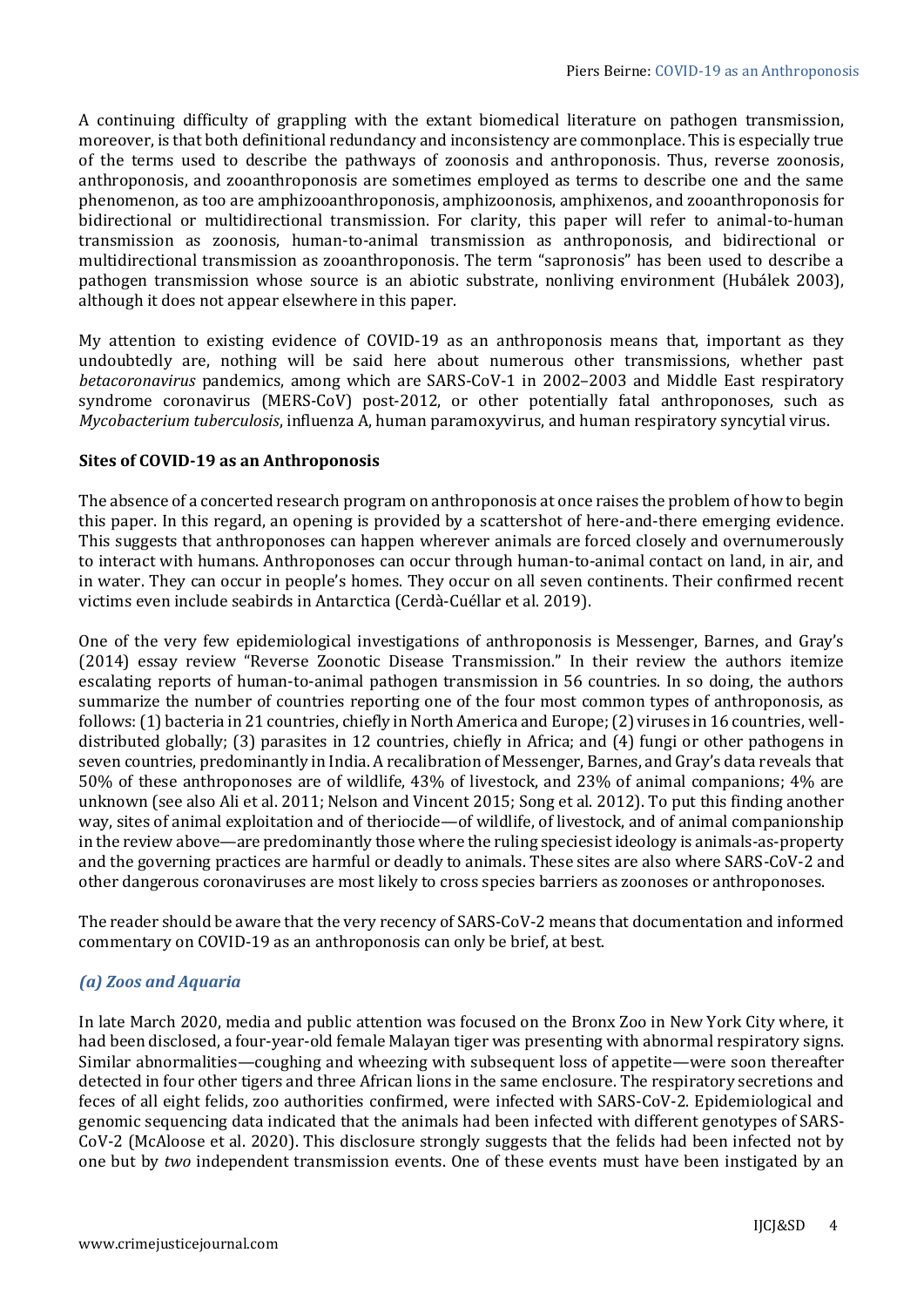A continuing difficulty of grappling with the extant biomedical literature on pathogen transmission, moreover, is that both definitional redundancy and inconsistency are commonplace. This is especially true of the terms used to describe the pathways of zoonosis and anthroponosis. Thus, reverse zoonosis, anthroponosis, and zooanthroponosis are sometimes employed as terms to describe one and the same phenomenon, as too are amphizooanthroponosis, amphizoonosis, amphixenos, and zooanthroponosis for bidirectional or multidirectional transmission. For clarity, this paper will refer to animal-to-human transmission as zoonosis, human-to-animal transmission as anthroponosis, and bidirectional or multidirectional transmission as zooanthroponosis. The term "sapronosis" has been used to describe a pathogen transmission whose source is an abiotic substrate, nonliving environment (Hubálek 2003), although it does not appear elsewhere in this paper.

My attention to existing evidence of COVID-19 as an anthroponosis means that, important as they undoubtedly are, nothing will be said here about numerous other transmissions, whether past *betacoronavirus* pandemics, among which are SARS-CoV-1 in 2002–2003 and Middle East respiratory syndrome coronavirus (MERS-CoV) post-2012, or other potentially fatal anthroponoses, such as *Mycobacterium tuberculosis*, influenza A, human paramoxyvirus, and human respiratory syncytial virus.

**Sites of COVID-19 as an Anthroponosis**

The absence of a concerted research program on anthroponosis at once raises the problem of how to begin this paper. In this regard, an opening is provided by a scattershot of here-and-there emerging evidence. This suggests that anthroponoses can happen wherever animals are forced closely and overnumerously to interact with humans. Anthroponoses can occur through human-to-animal contact on land, in air, and in water. They can occur in people's homes. They occur on all seven continents. Their confirmed recent victims even include seabirds in Antarctica (Cerdà-Cuéllar et al. 2019).

One of the very few epidemiological investigations of anthroponosis is Messenger, Barnes, and Gray's (2014) essay review "Reverse Zoonotic Disease Transmission." In their review the authors itemize escalating reports of human-to-animal pathogen transmission in 56 countries. In so doing, the authors summarize the number of countries reporting one of the four most common types of anthroponosis, as follows: (1) bacteria in 21 countries, chiefly in North America and Europe; (2) viruses in 16 countries, well-distributed globally; (3) parasites in 12 countries, chiefly in Africa; and (4) fungi or other pathogens in seven countries, predominantly in India. A recalibration of Messenger, Barnes, and Gray's data reveals that 50% of these anthroponoses are of wildlife, 43% of livestock, and 23% of animal companions; 4% are unknown (see also Ali et al. 2011; Nelson and Vincent 2015; Song et al. 2012). To put this finding another way, sites of animal exploitation and of theriocide—of wildlife, of livestock, and of animal companionship in the review above—are predominantly those where the ruling speciesist ideology is animals-as-property and the governing practices are harmful or deadly to animals. These sites are also where SARS-CoV-2 and other dangerous coronaviruses are most likely to cross species barriers as zoonoses or anthroponoses.

The reader should be aware that the very recency of SARS-CoV-2 means that documentation and informed commentary on COVID-19 as an anthroponosis can only be brief, at best.

### *(a) Zoos and Aquaria*

In late March 2020, media and public attention was focused on the Bronx Zoo in New York City where, it had been disclosed, a four-year-old female Malayan tiger was presenting with abnormal respiratory signs. Similar abnormalities—coughing and wheezing with subsequent loss of appetite—were soon thereafter detected in four other tigers and three African lions in the same enclosure. The respiratory secretions and feces of all eight felids, zoo authorities confirmed, were infected with SARS-CoV-2. Epidemiological and genomic sequencing data indicated that the animals had been infected with different genotypes of SARS-CoV-2 (McAloose et al. 2020). This disclosure strongly suggests that the felids had been infected not by one but by *two* independent transmission events. One of these events must have been instigated by an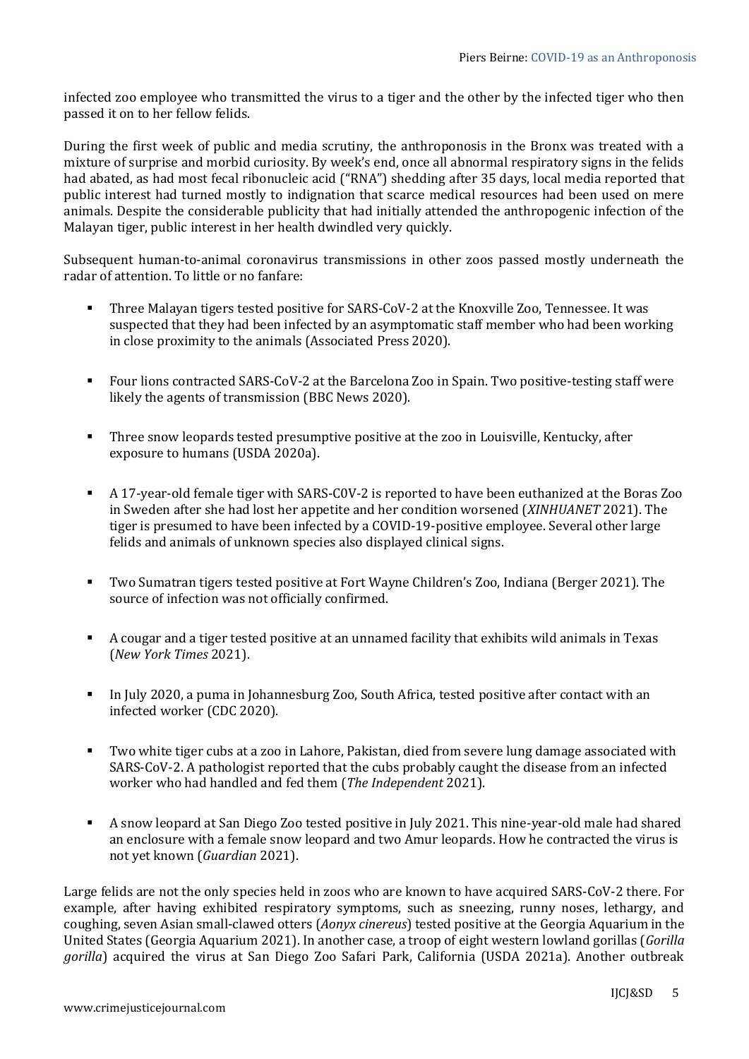infected zoo employee who transmitted the virus to a tiger and the other by the infected tiger who then passed it on to her fellow felids.

During the first week of public and media scrutiny, the anthroponosis in the Bronx was treated with a mixture of surprise and morbid curiosity. By week's end, once all abnormal respiratory signs in the felids had abated, as had most fecal ribonucleic acid ("RNA") shedding after 35 days, local media reported that public interest had turned mostly to indignation that scarce medical resources had been used on mere animals. Despite the considerable publicity that had initially attended the anthropogenic infection of the Malayan tiger, public interest in her health dwindled very quickly.

Subsequent human-to-animal coronavirus transmissions in other zoos passed mostly underneath the radar of attention. To little or no fanfare:

- Three Malayan tigers tested positive for SARS-CoV-2 at the Knoxville Zoo, Tennessee. It was suspected that they had been infected by an asymptomatic staff member who had been working in close proximity to the animals (Associated Press 2020).
- Four lions contracted SARS-CoV-2 at the Barcelona Zoo in Spain. Two positive-testing staff were likely the agents of transmission (BBC News 2020).
- Three snow leopards tested presumptive positive at the zoo in Louisville, Kentucky, after exposure to humans (USDA 2020a).
- A 17-year-old female tiger with SARS-C0V-2 is reported to have been euthanized at the Boras Zoo in Sweden after she had lost her appetite and her condition worsened (*XINHUANET* 2021). The tiger is presumed to have been infected by a COVID-19-positive employee. Several other large felids and animals of unknown species also displayed clinical signs.
- Two Sumatran tigers tested positive at Fort Wayne Children's Zoo, Indiana (Berger 2021). The source of infection was not officially confirmed.
- A cougar and a tiger tested positive at an unnamed facility that exhibits wild animals in Texas (*New York Times* 2021).
- In July 2020, a puma in Johannesburg Zoo, South Africa, tested positive after contact with an infected worker (CDC 2020).
- Two white tiger cubs at a zoo in Lahore, Pakistan, died from severe lung damage associated with SARS-CoV-2. A pathologist reported that the cubs probably caught the disease from an infected worker who had handled and fed them (*The Independent* 2021).
- A snow leopard at San Diego Zoo tested positive in July 2021. This nine-year-old male had shared an enclosure with a female snow leopard and two Amur leopards. How he contracted the virus is not yet known (*Guardian* 2021).

Large felids are not the only species held in zoos who are known to have acquired SARS-CoV-2 there. For example, after having exhibited respiratory symptoms, such as sneezing, runny noses, lethargy, and coughing, seven Asian small-clawed otters (*Aonyx cinereus*) tested positive at the Georgia Aquarium in the United States (Georgia Aquarium 2021). In another case, a troop of eight western lowland gorillas (*Gorilla gorilla*) acquired the virus at San Diego Zoo Safari Park, California (USDA 2021a). Another outbreak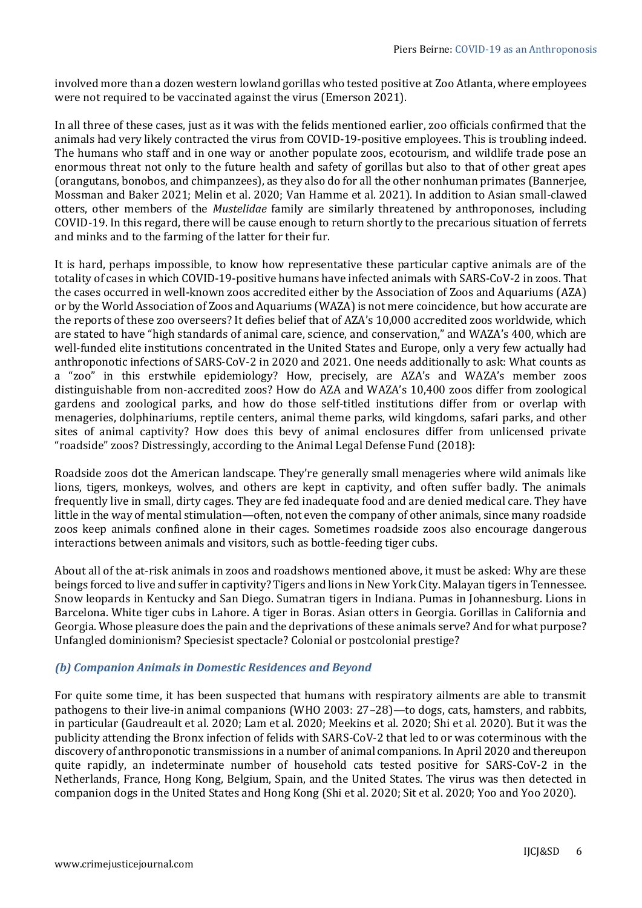involved more than a dozen western lowland gorillas who tested positive at Zoo Atlanta, where employees were not required to be vaccinated against the virus (Emerson 2021).

In all three of these cases, just as it was with the felids mentioned earlier, zoo officials confirmed that the animals had very likely contracted the virus from COVID-19-positive employees. This is troubling indeed. The humans who staff and in one way or another populate zoos, ecotourism, and wildlife trade pose an enormous threat not only to the future health and safety of gorillas but also to that of other great apes (orangutans, bonobos, and chimpanzees), as they also do for all the other nonhuman primates (Bannerjee, Mossman and Baker 2021; Melin et al. 2020; Van Hamme et al. 2021). In addition to Asian small-clawed otters, other members of the *Mustelidae* family are similarly threatened by anthroponoses, including COVID-19. In this regard, there will be cause enough to return shortly to the precarious situation of ferrets and minks and to the farming of the latter for their fur.

It is hard, perhaps impossible, to know how representative these particular captive animals are of the totality of cases in which COVID-19-positive humans have infected animals with SARS-CoV-2 in zoos. That the cases occurred in well-known zoos accredited either by the Association of Zoos and Aquariums (AZA) or by the World Association of Zoos and Aquariums (WAZA) is not mere coincidence, but how accurate are the reports of these zoo overseers? It defies belief that of AZA's 10,000 accredited zoos worldwide, which are stated to have "high standards of animal care, science, and conservation," and WAZA's 400, which are well-funded elite institutions concentrated in the United States and Europe, only a very few actually had anthroponotic infections of SARS-CoV-2 in 2020 and 2021. One needs additionally to ask: What counts as a "zoo" in this erstwhile epidemiology? How, precisely, are AZA's and WAZA's member zoos distinguishable from non-accredited zoos? How do AZA and WAZA's 10,400 zoos differ from zoological gardens and zoological parks, and how do those self-titled institutions differ from or overlap with menageries, dolphinariums, reptile centers, animal theme parks, wild kingdoms, safari parks, and other sites of animal captivity? How does this bevy of animal enclosures differ from unlicensed private "roadside" zoos? Distressingly, according to the Animal Legal Defense Fund (2018):

> Roadside zoos dot the American landscape. They're generally small menageries where wild animals like lions, tigers, monkeys, wolves, and others are kept in captivity, and often suffer badly. The animals frequently live in small, dirty cages. They are fed inadequate food and are denied medical care. They have little in the way of mental stimulation—often, not even the company of other animals, since many roadside zoos keep animals confined alone in their cages. Sometimes roadside zoos also encourage dangerous interactions between animals and visitors, such as bottle-feeding tiger cubs.

About all of the at-risk animals in zoos and roadshows mentioned above, it must be asked: Why are these beings forced to live and suffer in captivity? Tigers and lions in New York City. Malayan tigers in Tennessee. Snow leopards in Kentucky and San Diego. Sumatran tigers in Indiana. Pumas in Johannesburg. Lions in Barcelona. White tiger cubs in Lahore. A tiger in Boras. Asian otters in Georgia. Gorillas in California and Georgia. Whose pleasure does the pain and the deprivations of these animals serve? And for what purpose? Unfangled dominionism? Speciesist spectacle? Colonial or postcolonial prestige?

### *(b) Companion Animals in Domestic Residences and Beyond*

For quite some time, it has been suspected that humans with respiratory ailments are able to transmit pathogens to their live-in animal companions (WHO 2003: 27–28)—to dogs, cats, hamsters, and rabbits, in particular (Gaudreault et al. 2020; Lam et al. 2020; Meekins et al. 2020; Shi et al. 2020). But it was the publicity attending the Bronx infection of felids with SARS-CoV-2 that led to or was coterminous with the discovery of anthroponotic transmissions in a number of animal companions. In April 2020 and thereupon quite rapidly, an indeterminate number of household cats tested positive for SARS-CoV-2 in the Netherlands, France, Hong Kong, Belgium, Spain, and the United States. The virus was then detected in companion dogs in the United States and Hong Kong (Shi et al. 2020; Sit et al. 2020; Yoo and Yoo 2020).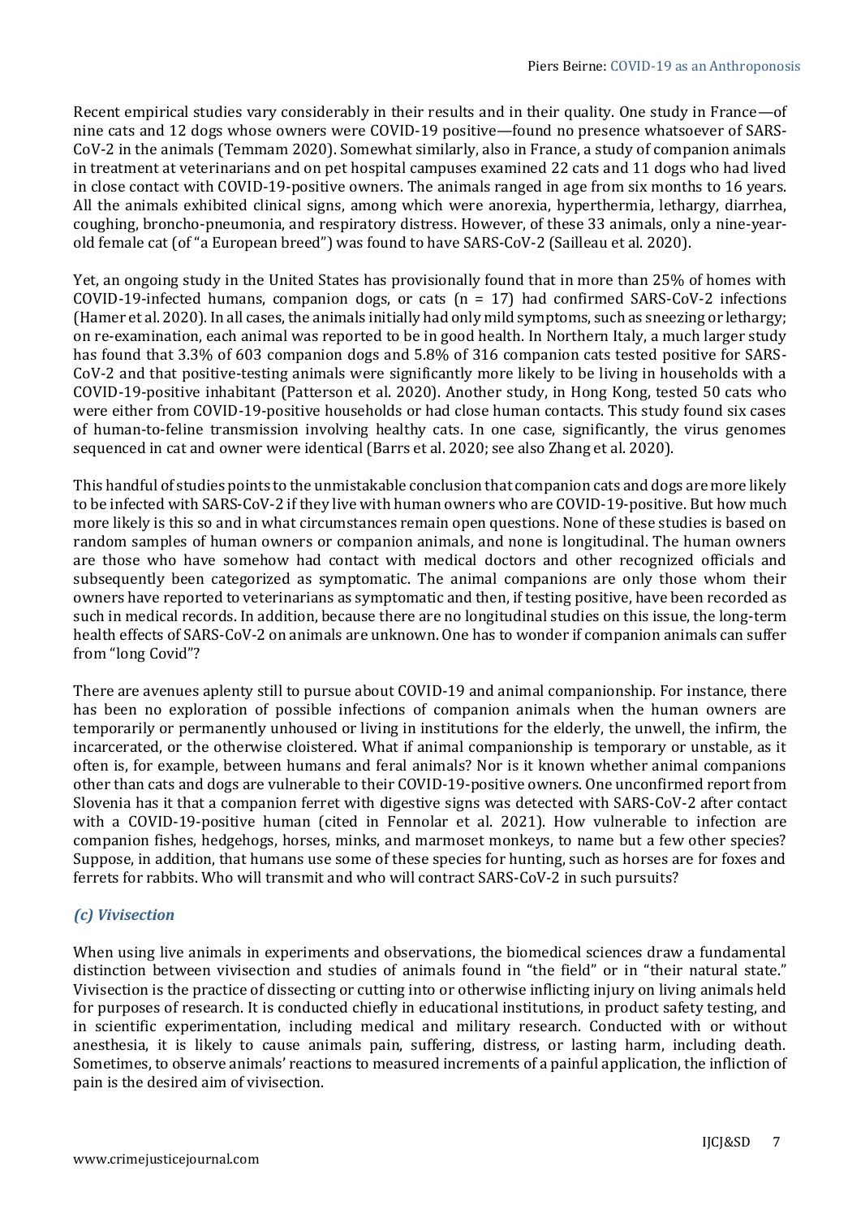Recent empirical studies vary considerably in their results and in their quality. One study in France—of nine cats and 12 dogs whose owners were COVID-19 positive—found no presence whatsoever of SARS-CoV-2 in the animals (Temmam 2020). Somewhat similarly, also in France, a study of companion animals in treatment at veterinarians and on pet hospital campuses examined 22 cats and 11 dogs who had lived in close contact with COVID-19-positive owners. The animals ranged in age from six months to 16 years. All the animals exhibited clinical signs, among which were anorexia, hyperthermia, lethargy, diarrhea, coughing, broncho-pneumonia, and respiratory distress. However, of these 33 animals, only a nine-year-old female cat (of "a European breed") was found to have SARS-CoV-2 (Sailleau et al. 2020).

Yet, an ongoing study in the United States has provisionally found that in more than 25% of homes with COVID-19-infected humans, companion dogs, or cats (n = 17) had confirmed SARS-CoV-2 infections (Hamer et al. 2020). In all cases, the animals initially had only mild symptoms, such as sneezing or lethargy; on re-examination, each animal was reported to be in good health. In Northern Italy, a much larger study has found that 3.3% of 603 companion dogs and 5.8% of 316 companion cats tested positive for SARS-CoV-2 and that positive-testing animals were significantly more likely to be living in households with a COVID-19-positive inhabitant (Patterson et al. 2020). Another study, in Hong Kong, tested 50 cats who were either from COVID-19-positive households or had close human contacts. This study found six cases of human-to-feline transmission involving healthy cats. In one case, significantly, the virus genomes sequenced in cat and owner were identical (Barrs et al. 2020; see also Zhang et al. 2020).

This handful of studies points to the unmistakable conclusion that companion cats and dogs are more likely to be infected with SARS-CoV-2 if they live with human owners who are COVID-19-positive. But how much more likely is this so and in what circumstances remain open questions. None of these studies is based on random samples of human owners or companion animals, and none is longitudinal. The human owners are those who have somehow had contact with medical doctors and other recognized officials and subsequently been categorized as symptomatic. The animal companions are only those whom their owners have reported to veterinarians as symptomatic and then, if testing positive, have been recorded as such in medical records. In addition, because there are no longitudinal studies on this issue, the long-term health effects of SARS-CoV-2 on animals are unknown. One has to wonder if companion animals can suffer from "long Covid"?

There are avenues aplenty still to pursue about COVID-19 and animal companionship. For instance, there has been no exploration of possible infections of companion animals when the human owners are temporarily or permanently unhoused or living in institutions for the elderly, the unwell, the infirm, the incarcerated, or the otherwise cloistered. What if animal companionship is temporary or unstable, as it often is, for example, between humans and feral animals? Nor is it known whether animal companions other than cats and dogs are vulnerable to their COVID-19-positive owners. One unconfirmed report from Slovenia has it that a companion ferret with digestive signs was detected with SARS-CoV-2 after contact with a COVID-19-positive human (cited in Fennolar et al. 2021). How vulnerable to infection are companion fishes, hedgehogs, horses, minks, and marmoset monkeys, to name but a few other species? Suppose, in addition, that humans use some of these species for hunting, such as horses are for foxes and ferrets for rabbits. Who will transmit and who will contract SARS-CoV-2 in such pursuits?

### *(c) Vivisection*

When using live animals in experiments and observations, the biomedical sciences draw a fundamental distinction between vivisection and studies of animals found in "the field" or in "their natural state." Vivisection is the practice of dissecting or cutting into or otherwise inflicting injury on living animals held for purposes of research. It is conducted chiefly in educational institutions, in product safety testing, and in scientific experimentation, including medical and military research. Conducted with or without anesthesia, it is likely to cause animals pain, suffering, distress, or lasting harm, including death. Sometimes, to observe animals' reactions to measured increments of a painful application, the infliction of pain is the desired aim of vivisection.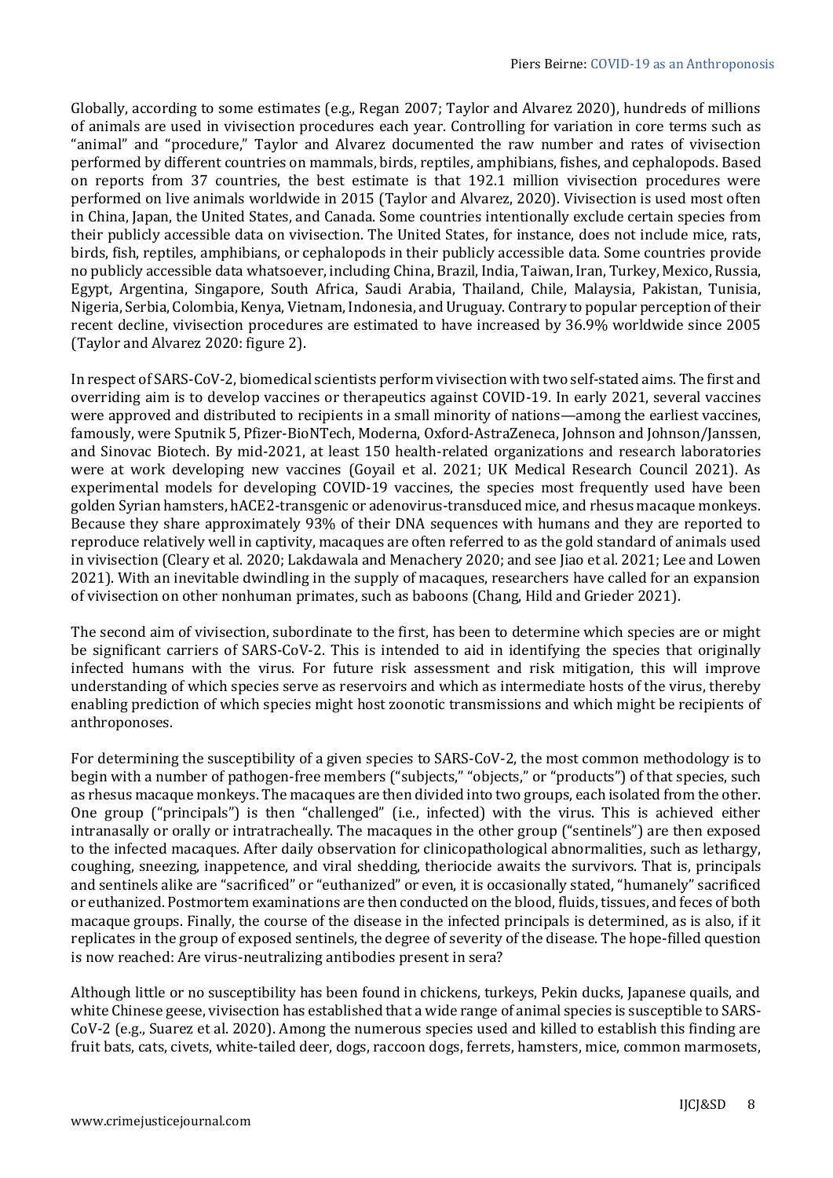Globally, according to some estimates (e.g., Regan 2007; Taylor and Alvarez 2020), hundreds of millions of animals are used in vivisection procedures each year. Controlling for variation in core terms such as "animal" and "procedure," Taylor and Alvarez documented the raw number and rates of vivisection performed by different countries on mammals, birds, reptiles, amphibians, fishes, and cephalopods. Based on reports from 37 countries, the best estimate is that 192.1 million vivisection procedures were performed on live animals worldwide in 2015 (Taylor and Alvarez, 2020). Vivisection is used most often in China, Japan, the United States, and Canada. Some countries intentionally exclude certain species from their publicly accessible data on vivisection. The United States, for instance, does not include mice, rats, birds, fish, reptiles, amphibians, or cephalopods in their publicly accessible data. Some countries provide no publicly accessible data whatsoever, including China, Brazil, India, Taiwan, Iran, Turkey, Mexico, Russia, Egypt, Argentina, Singapore, South Africa, Saudi Arabia, Thailand, Chile, Malaysia, Pakistan, Tunisia, Nigeria, Serbia, Colombia, Kenya, Vietnam, Indonesia, and Uruguay. Contrary to popular perception of their recent decline, vivisection procedures are estimated to have increased by 36.9% worldwide since 2005 (Taylor and Alvarez 2020: figure 2).

In respect of SARS-CoV-2, biomedical scientists perform vivisection with two self-stated aims. The first and overriding aim is to develop vaccines or therapeutics against COVID-19. In early 2021, several vaccines were approved and distributed to recipients in a small minority of nations—among the earliest vaccines, famously, were Sputnik 5, Pfizer-BioNTech, Moderna, Oxford-AstraZeneca, Johnson and Johnson/Janssen, and Sinovac Biotech. By mid-2021, at least 150 health-related organizations and research laboratories were at work developing new vaccines (Goyail et al. 2021; UK Medical Research Council 2021). As experimental models for developing COVID-19 vaccines, the species most frequently used have been golden Syrian hamsters, hACE2-transgenic or adenovirus-transduced mice, and rhesus macaque monkeys. Because they share approximately 93% of their DNA sequences with humans and they are reported to reproduce relatively well in captivity, macaques are often referred to as the gold standard of animals used in vivisection (Cleary et al. 2020; Lakdawala and Menachery 2020; and see Jiao et al. 2021; Lee and Lowen 2021). With an inevitable dwindling in the supply of macaques, researchers have called for an expansion of vivisection on other nonhuman primates, such as baboons (Chang, Hild and Grieder 2021).

The second aim of vivisection, subordinate to the first, has been to determine which species are or might be significant carriers of SARS-CoV-2. This is intended to aid in identifying the species that originally infected humans with the virus. For future risk assessment and risk mitigation, this will improve understanding of which species serve as reservoirs and which as intermediate hosts of the virus, thereby enabling prediction of which species might host zoonotic transmissions and which might be recipients of anthroponoses.

For determining the susceptibility of a given species to SARS-CoV-2, the most common methodology is to begin with a number of pathogen-free members ("subjects," "objects," or "products") of that species, such as rhesus macaque monkeys. The macaques are then divided into two groups, each isolated from the other. One group ("principals") is then "challenged" (i.e., infected) with the virus. This is achieved either intranasally or orally or intratracheally. The macaques in the other group ("sentinels") are then exposed to the infected macaques. After daily observation for clinicopathological abnormalities, such as lethargy, coughing, sneezing, inappetence, and viral shedding, theriocide awaits the survivors. That is, principals and sentinels alike are "sacrificed" or "euthanized" or even, it is occasionally stated, "humanely" sacrificed or euthanized. Postmortem examinations are then conducted on the blood, fluids, tissues, and feces of both macaque groups. Finally, the course of the disease in the infected principals is determined, as is also, if it replicates in the group of exposed sentinels, the degree of severity of the disease. The hope-filled question is now reached: Are virus-neutralizing antibodies present in sera?

Although little or no susceptibility has been found in chickens, turkeys, Pekin ducks, Japanese quails, and white Chinese geese, vivisection has established that a wide range of animal species is susceptible to SARS-CoV-2 (e.g., Suarez et al. 2020). Among the numerous species used and killed to establish this finding are fruit bats, cats, civets, white-tailed deer, dogs, raccoon dogs, ferrets, hamsters, mice, common marmosets,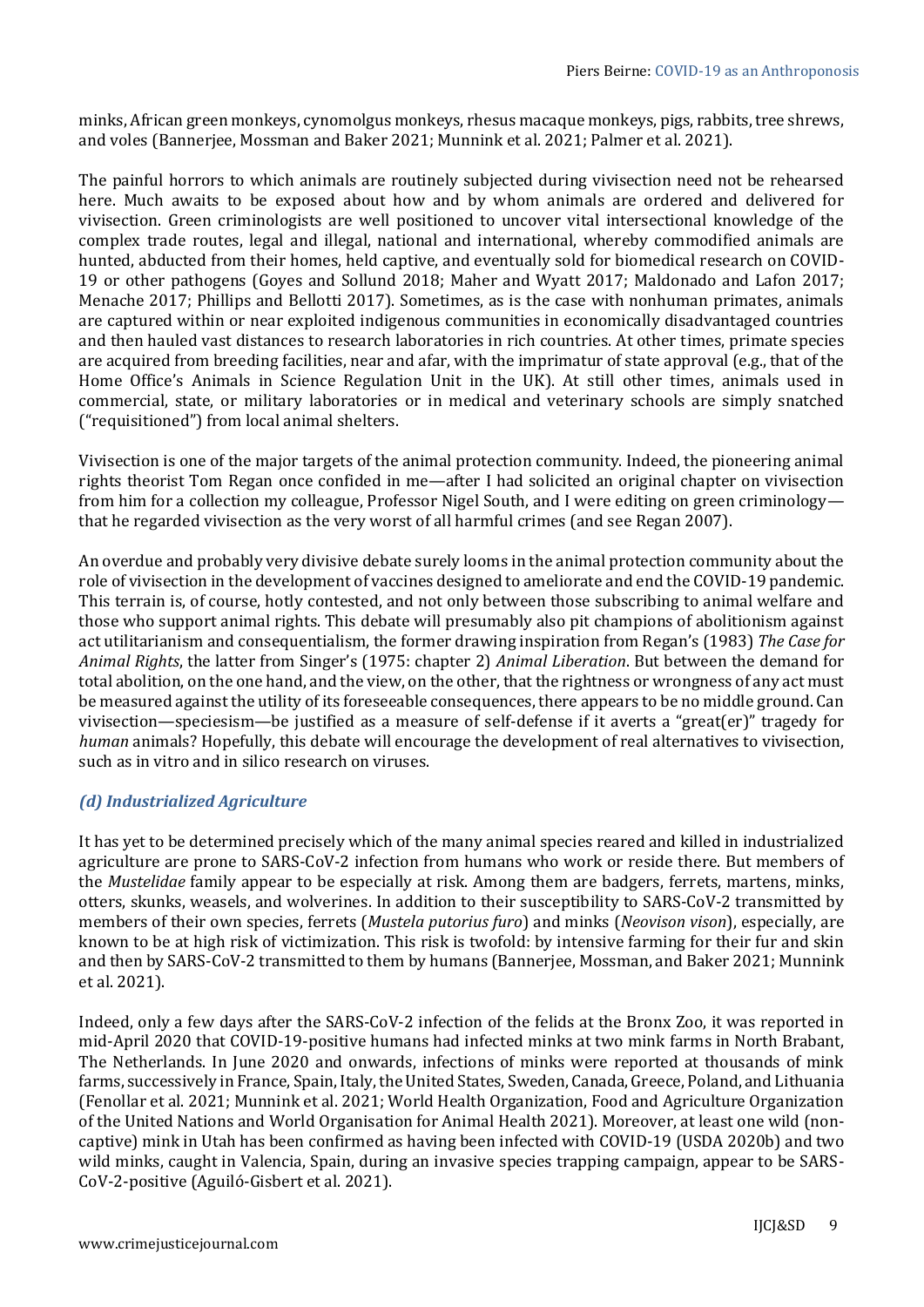minks, African green monkeys, cynomolgus monkeys, rhesus macaque monkeys, pigs, rabbits, tree shrews, and voles (Bannerjee, Mossman and Baker 2021; Munnink et al. 2021; Palmer et al. 2021).

The painful horrors to which animals are routinely subjected during vivisection need not be rehearsed here. Much awaits to be exposed about how and by whom animals are ordered and delivered for vivisection. Green criminologists are well positioned to uncover vital intersectional knowledge of the complex trade routes, legal and illegal, national and international, whereby commodified animals are hunted, abducted from their homes, held captive, and eventually sold for biomedical research on COVID-19 or other pathogens (Goyes and Sollund 2018; Maher and Wyatt 2017; Maldonado and Lafon 2017; Menache 2017; Phillips and Bellotti 2017). Sometimes, as is the case with nonhuman primates, animals are captured within or near exploited indigenous communities in economically disadvantaged countries and then hauled vast distances to research laboratories in rich countries. At other times, primate species are acquired from breeding facilities, near and afar, with the imprimatur of state approval (e.g., that of the Home Office's Animals in Science Regulation Unit in the UK). At still other times, animals used in commercial, state, or military laboratories or in medical and veterinary schools are simply snatched ("requisitioned") from local animal shelters.

Vivisection is one of the major targets of the animal protection community. Indeed, the pioneering animal rights theorist Tom Regan once confided in me—after I had solicited an original chapter on vivisection from him for a collection my colleague, Professor Nigel South, and I were editing on green criminology—that he regarded vivisection as the very worst of all harmful crimes (and see Regan 2007).

An overdue and probably very divisive debate surely looms in the animal protection community about the role of vivisection in the development of vaccines designed to ameliorate and end the COVID-19 pandemic. This terrain is, of course, hotly contested, and not only between those subscribing to animal welfare and those who support animal rights. This debate will presumably also pit champions of abolitionism against act utilitarianism and consequentialism, the former drawing inspiration from Regan's (1983) *The Case for Animal Rights*, the latter from Singer's (1975: chapter 2) *Animal Liberation*. But between the demand for total abolition, on the one hand, and the view, on the other, that the rightness or wrongness of any act must be measured against the utility of its foreseeable consequences, there appears to be no middle ground. Can vivisection—speciesism—be justified as a measure of self-defense if it averts a "great(er)" tragedy for *human* animals? Hopefully, this debate will encourage the development of real alternatives to vivisection, such as in vitro and in silico research on viruses.

### *(d) Industrialized Agriculture*

It has yet to be determined precisely which of the many animal species reared and killed in industrialized agriculture are prone to SARS-CoV-2 infection from humans who work or reside there. But members of the *Mustelidae* family appear to be especially at risk. Among them are badgers, ferrets, martens, minks, otters, skunks, weasels, and wolverines. In addition to their susceptibility to SARS-CoV-2 transmitted by members of their own species, ferrets (*Mustela putorius furo*) and minks (*Neovison vison*), especially, are known to be at high risk of victimization. This risk is twofold: by intensive farming for their fur and skin and then by SARS-CoV-2 transmitted to them by humans (Bannerjee, Mossman, and Baker 2021; Munnink et al. 2021).

Indeed, only a few days after the SARS-CoV-2 infection of the felids at the Bronx Zoo, it was reported in mid-April 2020 that COVID-19-positive humans had infected minks at two mink farms in North Brabant, The Netherlands. In June 2020 and onwards, infections of minks were reported at thousands of mink farms, successively in France, Spain, Italy, the United States, Sweden, Canada, Greece, Poland, and Lithuania (Fenollar et al. 2021; Munnink et al. 2021; World Health Organization, Food and Agriculture Organization of the United Nations and World Organisation for Animal Health 2021). Moreover, at least one wild (non-captive) mink in Utah has been confirmed as having been infected with COVID-19 (USDA 2020b) and two wild minks, caught in Valencia, Spain, during an invasive species trapping campaign, appear to be SARS-CoV-2-positive (Aguiló-Gisbert et al. 2021).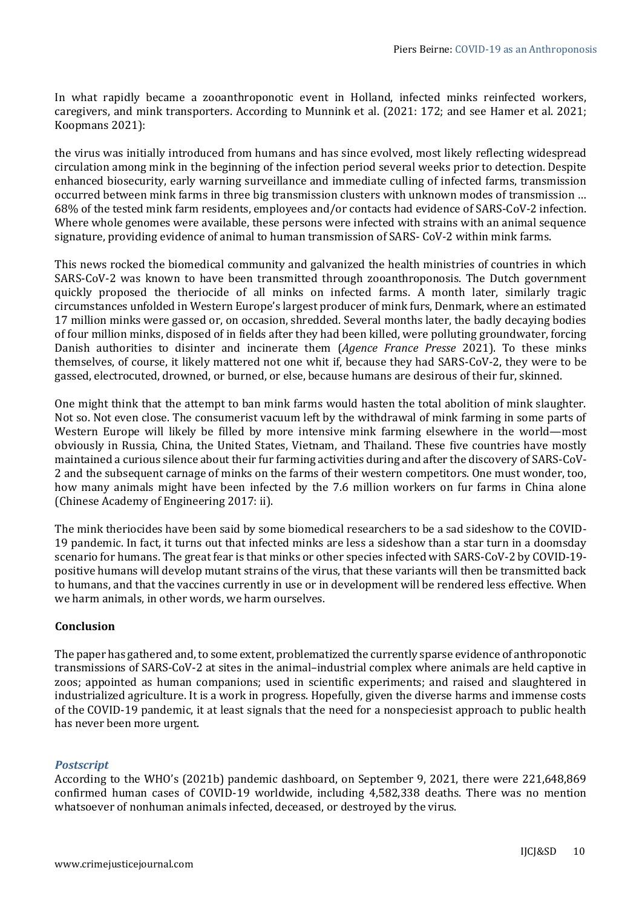In what rapidly became a zooanthroponotic event in Holland, infected minks reinfected workers, caregivers, and mink transporters. According to Munnink et al. (2021: 172; and see Hamer et al. 2021; Koopmans 2021):

> the virus was initially introduced from humans and has since evolved, most likely reflecting widespread circulation among mink in the beginning of the infection period several weeks prior to detection. Despite enhanced biosecurity, early warning surveillance and immediate culling of infected farms, transmission occurred between mink farms in three big transmission clusters with unknown modes of transmission … 68% of the tested mink farm residents, employees and/or contacts had evidence of SARS-CoV-2 infection. Where whole genomes were available, these persons were infected with strains with an animal sequence signature, providing evidence of animal to human transmission of SARS- CoV-2 within mink farms.

This news rocked the biomedical community and galvanized the health ministries of countries in which SARS-CoV-2 was known to have been transmitted through zooanthroponosis. The Dutch government quickly proposed the theriocide of all minks on infected farms. A month later, similarly tragic circumstances unfolded in Western Europe's largest producer of mink furs, Denmark, where an estimated 17 million minks were gassed or, on occasion, shredded. Several months later, the badly decaying bodies of four million minks, disposed of in fields after they had been killed, were polluting groundwater, forcing Danish authorities to disinter and incinerate them (*Agence France Presse* 2021). To these minks themselves, of course, it likely mattered not one whit if, because they had SARS-CoV-2, they were to be gassed, electrocuted, drowned, or burned, or else, because humans are desirous of their fur, skinned.

One might think that the attempt to ban mink farms would hasten the total abolition of mink slaughter. Not so. Not even close. The consumerist vacuum left by the withdrawal of mink farming in some parts of Western Europe will likely be filled by more intensive mink farming elsewhere in the world—most obviously in Russia, China, the United States, Vietnam, and Thailand. These five countries have mostly maintained a curious silence about their fur farming activities during and after the discovery of SARS-CoV-2 and the subsequent carnage of minks on the farms of their western competitors. One must wonder, too, how many animals might have been infected by the 7.6 million workers on fur farms in China alone (Chinese Academy of Engineering 2017: ii).

The mink theriocides have been said by some biomedical researchers to be a sad sideshow to the COVID-19 pandemic. In fact, it turns out that infected minks are less a sideshow than a star turn in a doomsday scenario for humans. The great fear is that minks or other species infected with SARS-CoV-2 by COVID-19-positive humans will develop mutant strains of the virus, that these variants will then be transmitted back to humans, and that the vaccines currently in use or in development will be rendered less effective. When we harm animals, in other words, we harm ourselves.

## Conclusion

The paper has gathered and, to some extent, problematized the currently sparse evidence of anthroponotic transmissions of SARS-CoV-2 at sites in the animal–industrial complex where animals are held captive in zoos; appointed as human companions; used in scientific experiments; and raised and slaughtered in industrialized agriculture. It is a work in progress. Hopefully, given the diverse harms and immense costs of the COVID-19 pandemic, it at least signals that the need for a nonspeciesist approach to public health has never been more urgent.

### *Postscript*

According to the WHO's (2021b) pandemic dashboard, on September 9, 2021, there were 221,648,869 confirmed human cases of COVID-19 worldwide, including 4,582,338 deaths. There was no mention whatsoever of nonhuman animals infected, deceased, or destroyed by the virus.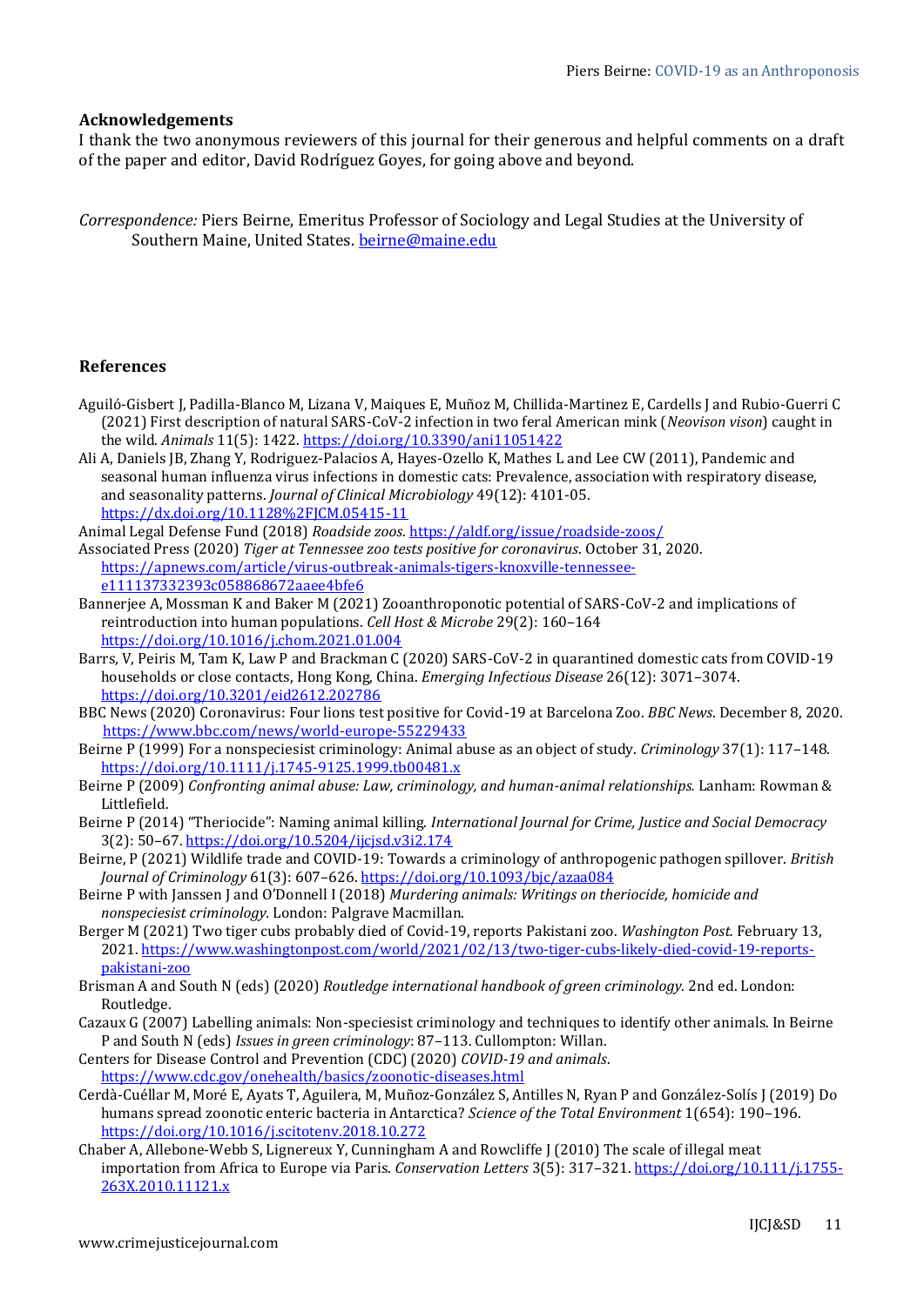## Acknowledgements

I thank the two anonymous reviewers of this journal for their generous and helpful comments on a draft of the paper and editor, David Rodríguez Goyes, for going above and beyond.

*Correspondence:* Piers Beirne, Emeritus Professor of Sociology and Legal Studies at the University of Southern Maine, United States. beirne@maine.edu

## References

Aguiló-Gisbert J, Padilla-Blanco M, Lizana V, Maiques E, Muñoz M, Chillida-Martinez E, Cardells J and Rubio-Guerri C (2021) First description of natural SARS-CoV-2 infection in two feral American mink (*Neovison vison*) caught in the wild. *Animals* 11(5): 1422. https://doi.org/10.3390/ani11051422

Ali A, Daniels JB, Zhang Y, Rodriguez-Palacios A, Hayes-Ozello K, Mathes L and Lee CW (2011), Pandemic and seasonal human influenza virus infections in domestic cats: Prevalence, association with respiratory disease, and seasonality patterns. *Journal of Clinical Microbiology* 49(12): 4101-05. https://dx.doi.org/10.1128%2FJCM.05415-11

Animal Legal Defense Fund (2018) *Roadside zoos*. https://aldf.org/issue/roadside-zoos/

Associated Press (2020) *Tiger at Tennessee zoo tests positive for coronavirus*. October 31, 2020. https://apnews.com/article/virus-outbreak-animals-tigers-knoxville-tennessee-e111137332393c058868672aaee4bfe6

Bannerjee A, Mossman K and Baker M (2021) Zooanthroponotic potential of SARS-CoV-2 and implications of reintroduction into human populations. *Cell Host & Microbe* 29(2): 160–164 https://doi.org/10.1016/j.chom.2021.01.004

Barrs, V, Peiris M, Tam K, Law P and Brackman C (2020) SARS-CoV-2 in quarantined domestic cats from COVID-19 households or close contacts, Hong Kong, China. *Emerging Infectious Disease* 26(12): 3071–3074. https://doi.org/10.3201/eid2612.202786

BBC News (2020) Coronavirus: Four lions test positive for Covid-19 at Barcelona Zoo. *BBC News*. December 8, 2020. https://www.bbc.com/news/world-europe-55229433

Beirne P (1999) For a nonspeciesist criminology: Animal abuse as an object of study. *Criminology* 37(1): 117–148. https://doi.org/10.1111/j.1745-9125.1999.tb00481.x

Beirne P (2009) *Confronting animal abuse: Law, criminology, and human-animal relationships.* Lanham: Rowman & Littlefield.

Beirne P (2014) "Theriocide": Naming animal killing. *International Journal for Crime, Justice and Social Democracy* 3(2): 50–67. https://doi.org/10.5204/ijcjsd.v3i2.174

Beirne, P (2021) Wildlife trade and COVID-19: Towards a criminology of anthropogenic pathogen spillover. *British Journal of Criminology* 61(3): 607–626. https://doi.org/10.1093/bjc/azaa084

Beirne P with Janssen J and O'Donnell I (2018) *Murdering animals: Writings on theriocide, homicide and nonspeciesist criminology*. London: Palgrave Macmillan.

Berger M (2021) Two tiger cubs probably died of Covid-19, reports Pakistani zoo. *Washington Post.* February 13, 2021. https://www.washingtonpost.com/world/2021/02/13/two-tiger-cubs-likely-died-covid-19-reports-pakistani-zoo

Brisman A and South N (eds) (2020) *Routledge international handbook of green criminology.* 2nd ed. London: Routledge.

Cazaux G (2007) Labelling animals: Non-speciesist criminology and techniques to identify other animals. In Beirne P and South N (eds) *Issues in green criminology*: 87–113. Cullompton: Willan.

Centers for Disease Control and Prevention (CDC) (2020) *COVID-19 and animals*. https://www.cdc.gov/onehealth/basics/zoonotic-diseases.html

Cerdà-Cuéllar M, Moré E, Ayats T, Aguilera, M, Muñoz-González S, Antilles N, Ryan P and González-Solís J (2019) Do humans spread zoonotic enteric bacteria in Antarctica? *Science of the Total Environment* 1(654): 190–196. https://doi.org/10.1016/j.scitotenv.2018.10.272

Chaber A, Allebone-Webb S, Lignereux Y, Cunningham A and Rowcliffe J (2010) The scale of illegal meat importation from Africa to Europe via Paris. *Conservation Letters* 3(5): 317–321. https://doi.org/10.111/j.1755-263X.2010.11121.x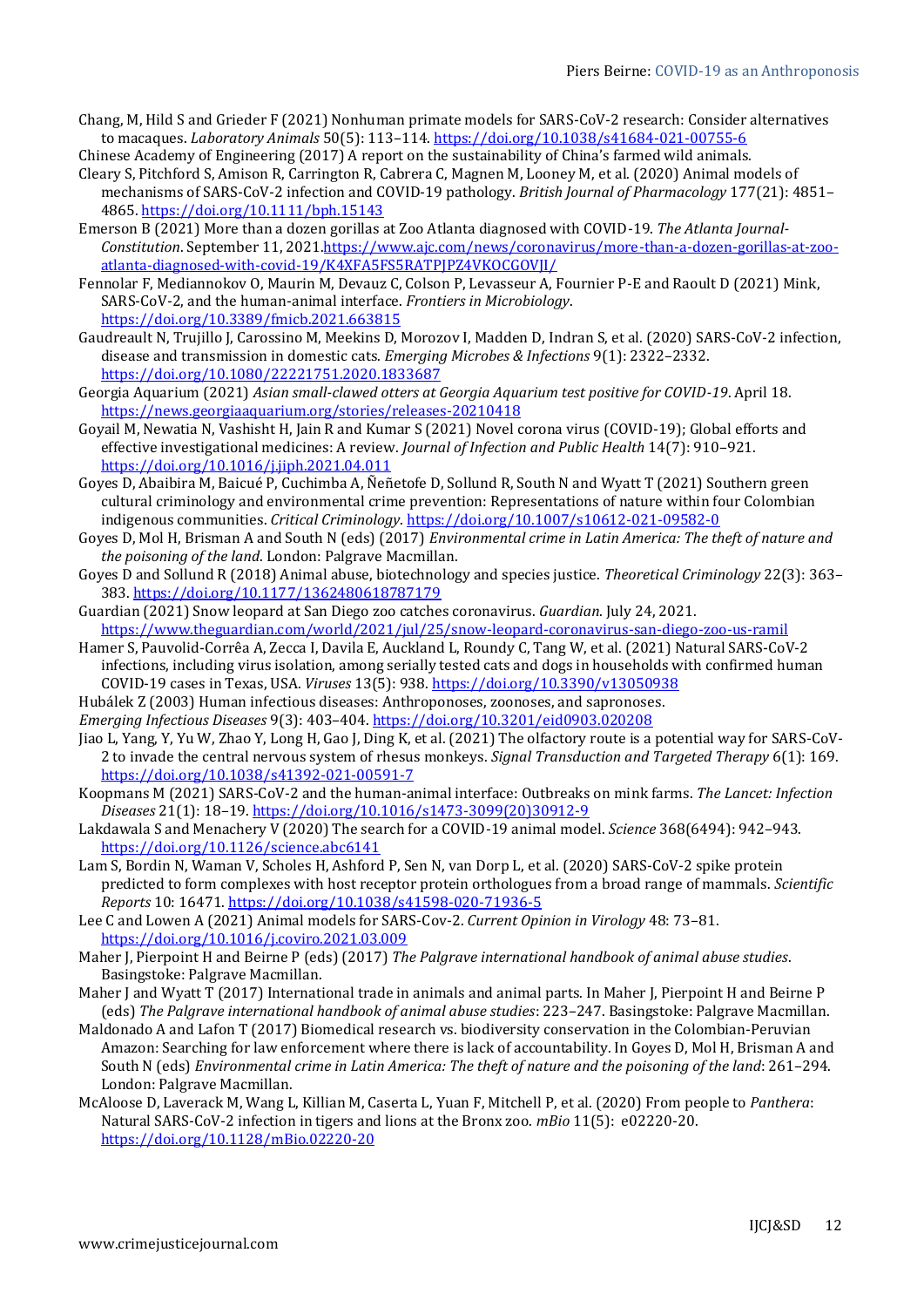Chang, M, Hild S and Grieder F (2021) Nonhuman primate models for SARS-CoV-2 research: Consider alternatives to macaques. *Laboratory Animals* 50(5): 113–114. https://doi.org/10.1038/s41684-021-00755-6

Chinese Academy of Engineering (2017) A report on the sustainability of China's farmed wild animals.

Cleary S, Pitchford S, Amison R, Carrington R, Cabrera C, Magnen M, Looney M, et al. (2020) Animal models of mechanisms of SARS-CoV-2 infection and COVID-19 pathology. *British Journal of Pharmacology* 177(21): 4851–4865. https://doi.org/10.1111/bph.15143

Emerson B (2021) More than a dozen gorillas at Zoo Atlanta diagnosed with COVID-19. *The Atlanta Journal-Constitution*. September 11, 2021.https://www.ajc.com/news/coronavirus/more-than-a-dozen-gorillas-at-zoo-atlanta-diagnosed-with-covid-19/K4XFA5FS5RATPJPZ4VKOCGOVJI/

Fennolar F, Mediannokov O, Maurin M, Devauz C, Colson P, Levasseur A, Fournier P-E and Raoult D (2021) Mink, SARS-CoV-2, and the human-animal interface. *Frontiers in Microbiology*. https://doi.org/10.3389/fmicb.2021.663815

Gaudreault N, Trujillo J, Carossino M, Meekins D, Morozov I, Madden D, Indran S, et al. (2020) SARS-CoV-2 infection, disease and transmission in domestic cats. *Emerging Microbes & Infections* 9(1): 2322–2332. https://doi.org/10.1080/22221751.2020.1833687

Georgia Aquarium (2021) *Asian small-clawed otters at Georgia Aquarium test positive for COVID-19*. April 18. https://news.georgiaaquarium.org/stories/releases-20210418

Goyail M, Newatia N, Vashisht H, Jain R and Kumar S (2021) Novel corona virus (COVID-19); Global efforts and effective investigational medicines: A review. *Journal of Infection and Public Health* 14(7): 910–921. https://doi.org/10.1016/j.jiph.2021.04.011

Goyes D, Abaibira M, Baicué P, Cuchimba A, Ñeñetofe D, Sollund R, South N and Wyatt T (2021) Southern green cultural criminology and environmental crime prevention: Representations of nature within four Colombian indigenous communities. *Critical Criminology*. https://doi.org/10.1007/s10612-021-09582-0

Goyes D, Mol H, Brisman A and South N (eds) (2017) *Environmental crime in Latin America: The theft of nature and the poisoning of the land*. London: Palgrave Macmillan.

Goyes D and Sollund R (2018) Animal abuse, biotechnology and species justice. *Theoretical Criminology* 22(3): 363–383. https://doi.org/10.1177/1362480618787179

Guardian (2021) Snow leopard at San Diego zoo catches coronavirus. *Guardian*. July 24, 2021. https://www.theguardian.com/world/2021/jul/25/snow-leopard-coronavirus-san-diego-zoo-us-ramil

Hamer S, Pauvolid-Corrêa A, Zecca I, Davila E, Auckland L, Roundy C, Tang W, et al. (2021) Natural SARS-CoV-2 infections, including virus isolation, among serially tested cats and dogs in households with confirmed human COVID-19 cases in Texas, USA. *Viruses* 13(5): 938. https://doi.org/10.3390/v13050938

Hubálek Z (2003) Human infectious diseases: Anthroponoses, zoonoses, and sapronoses. *Emerging Infectious Diseases* 9(3): 403–404. https://doi.org/10.3201/eid0903.020208

Jiao L, Yang, Y, Yu W, Zhao Y, Long H, Gao J, Ding K, et al. (2021) The olfactory route is a potential way for SARS-CoV-2 to invade the central nervous system of rhesus monkeys. *Signal Transduction and Targeted Therapy* 6(1): 169. https://doi.org/10.1038/s41392-021-00591-7

Koopmans M (2021) SARS-CoV-2 and the human-animal interface: Outbreaks on mink farms. *The Lancet: Infection Diseases* 21(1): 18–19. https://doi.org/10.1016/s1473-3099(20)30912-9

Lakdawala S and Menachery V (2020) The search for a COVID-19 animal model. *Science* 368(6494): 942–943. https://doi.org/10.1126/science.abc6141

Lam S, Bordin N, Waman V, Scholes H, Ashford P, Sen N, van Dorp L, et al. (2020) SARS-CoV-2 spike protein predicted to form complexes with host receptor protein orthologues from a broad range of mammals. *Scientific Reports* 10: 16471. https://doi.org/10.1038/s41598-020-71936-5

Lee C and Lowen A (2021) Animal models for SARS-Cov-2. *Current Opinion in Virology* 48: 73–81. https://doi.org/10.1016/j.coviro.2021.03.009

Maher J, Pierpoint H and Beirne P (eds) (2017) *The Palgrave international handbook of animal abuse studies*. Basingstoke: Palgrave Macmillan.

Maher J and Wyatt T (2017) International trade in animals and animal parts. In Maher J, Pierpoint H and Beirne P (eds) *The Palgrave international handbook of animal abuse studies*: 223–247. Basingstoke: Palgrave Macmillan.

Maldonado A and Lafon T (2017) Biomedical research vs. biodiversity conservation in the Colombian-Peruvian Amazon: Searching for law enforcement where there is lack of accountability. In Goyes D, Mol H, Brisman A and South N (eds) *Environmental crime in Latin America: The theft of nature and the poisoning of the land*: 261–294. London: Palgrave Macmillan.

McAloose D, Laverack M, Wang L, Killian M, Caserta L, Yuan F, Mitchell P, et al. (2020) From people to *Panthera*: Natural SARS-CoV-2 infection in tigers and lions at the Bronx zoo. *mBio* 11(5): e02220-20. https://doi.org/10.1128/mBio.02220-20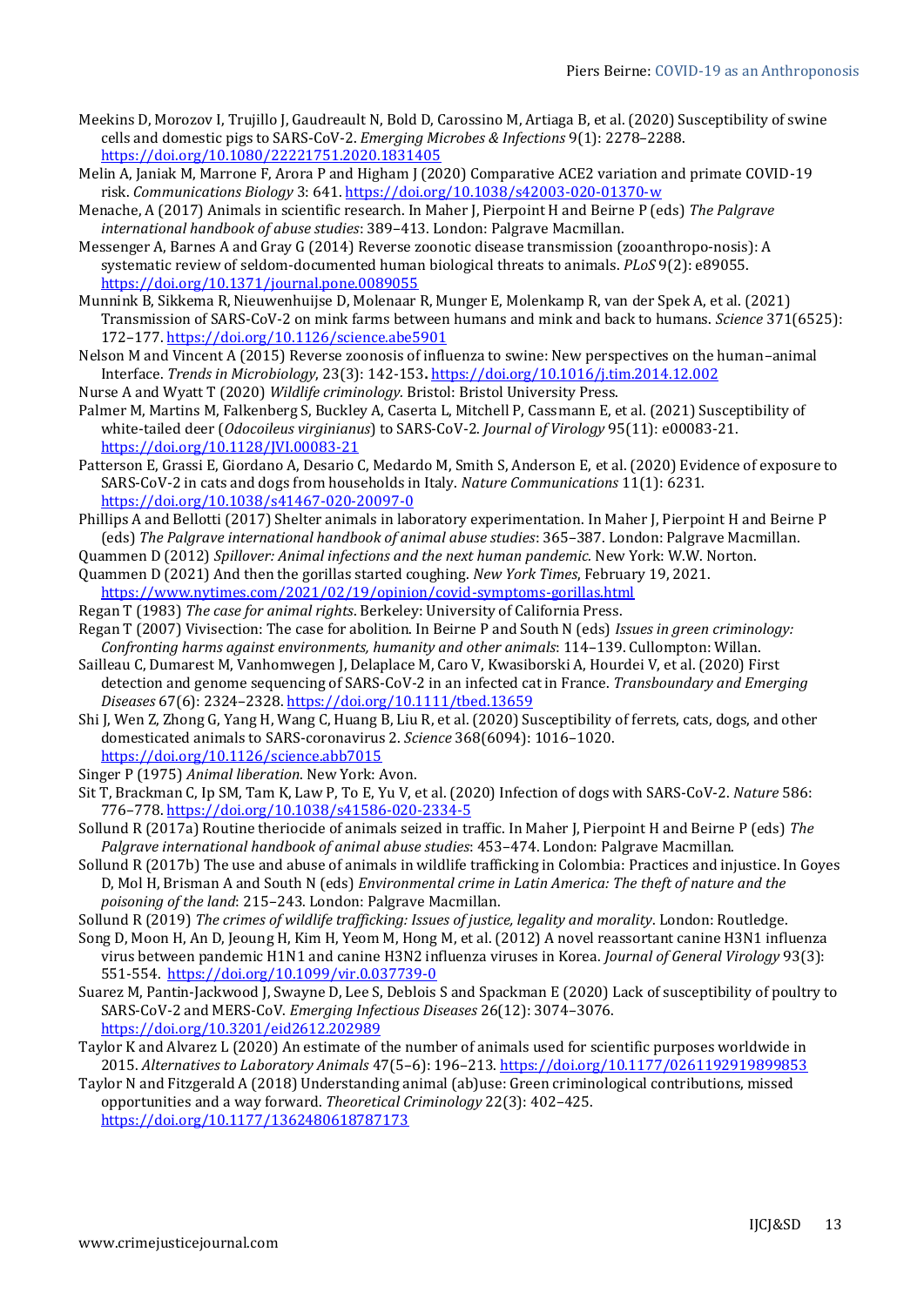Meekins D, Morozov I, Trujillo J, Gaudreault N, Bold D, Carossino M, Artiaga B, et al. (2020) Susceptibility of swine cells and domestic pigs to SARS-CoV-2. *Emerging Microbes & Infections* 9(1): 2278–2288. https://doi.org/10.1080/22221751.2020.1831405

Melin A, Janiak M, Marrone F, Arora P and Higham J (2020) Comparative ACE2 variation and primate COVID-19 risk. *Communications Biology* 3: 641. https://doi.org/10.1038/s42003-020-01370-w

Menache, A (2017) Animals in scientific research. In Maher J, Pierpoint H and Beirne P (eds) *The Palgrave international handbook of abuse studies*: 389–413. London: Palgrave Macmillan.

Messenger A, Barnes A and Gray G (2014) Reverse zoonotic disease transmission (zooanthropo-nosis): A systematic review of seldom-documented human biological threats to animals. *PLoS* 9(2): e89055. https://doi.org/10.1371/journal.pone.0089055

Munnink B, Sikkema R, Nieuwenhuijse D, Molenaar R, Munger E, Molenkamp R, van der Spek A, et al. (2021) Transmission of SARS-CoV-2 on mink farms between humans and mink and back to humans. *Science* 371(6525): 172–177. https://doi.org/10.1126/science.abe5901

Nelson M and Vincent A (2015) Reverse zoonosis of influenza to swine: New perspectives on the human–animal Interface. *Trends in Microbiology*, 23(3): 142-153. https://doi.org/10.1016/j.tim.2014.12.002

Nurse A and Wyatt T (2020) *Wildlife criminology*. Bristol: Bristol University Press.

Palmer M, Martins M, Falkenberg S, Buckley A, Caserta L, Mitchell P, Cassmann E, et al. (2021) Susceptibility of white-tailed deer (*Odocoileus virginianus*) to SARS-CoV-2. *Journal of Virology* 95(11): e00083-21. https://doi.org/10.1128/JVI.00083-21

Patterson E, Grassi E, Giordano A, Desario C, Medardo M, Smith S, Anderson E, et al. (2020) Evidence of exposure to SARS-CoV-2 in cats and dogs from households in Italy. *Nature Communications* 11(1): 6231. https://doi.org/10.1038/s41467-020-20097-0

Phillips A and Bellotti (2017) Shelter animals in laboratory experimentation. In Maher J, Pierpoint H and Beirne P (eds) *The Palgrave international handbook of animal abuse studies*: 365–387. London: Palgrave Macmillan.

Quammen D (2012) *Spillover: Animal infections and the next human pandemic*. New York: W.W. Norton.

Quammen D (2021) And then the gorillas started coughing. *New York Times*, February 19, 2021. https://www.nytimes.com/2021/02/19/opinion/covid-symptoms-gorillas.html

Regan T (1983) *The case for animal rights*. Berkeley: University of California Press.

Regan T (2007) Vivisection: The case for abolition. In Beirne P and South N (eds) *Issues in green criminology: Confronting harms against environments, humanity and other animals*: 114–139. Cullompton: Willan.

Sailleau C, Dumarest M, Vanhomwegen J, Delaplace M, Caro V, Kwasiborski A, Hourdei V, et al. (2020) First detection and genome sequencing of SARS-CoV-2 in an infected cat in France. *Transboundary and Emerging Diseases* 67(6): 2324–2328. https://doi.org/10.1111/tbed.13659

Shi J, Wen Z, Zhong G, Yang H, Wang C, Huang B, Liu R, et al. (2020) Susceptibility of ferrets, cats, dogs, and other domesticated animals to SARS-coronavirus 2. *Science* 368(6094): 1016–1020. https://doi.org/10.1126/science.abb7015

Singer P (1975) *Animal liberation*. New York: Avon.

Sit T, Brackman C, Ip SM, Tam K, Law P, To E, Yu V, et al. (2020) Infection of dogs with SARS-CoV-2. *Nature* 586: 776–778. https://doi.org/10.1038/s41586-020-2334-5

Sollund R (2017a) Routine theriocide of animals seized in traffic. In Maher J, Pierpoint H and Beirne P (eds) *The Palgrave international handbook of animal abuse studies*: 453–474. London: Palgrave Macmillan.

Sollund R (2017b) The use and abuse of animals in wildlife trafficking in Colombia: Practices and injustice. In Goyes D, Mol H, Brisman A and South N (eds) *Environmental crime in Latin America: The theft of nature and the poisoning of the land*: 215–243. London: Palgrave Macmillan.

Sollund R (2019) *The crimes of wildlife trafficking: Issues of justice, legality and morality*. London: Routledge.

Song D, Moon H, An D, Jeoung H, Kim H, Yeom M, Hong M, et al. (2012) A novel reassortant canine H3N1 influenza virus between pandemic H1N1 and canine H3N2 influenza viruses in Korea. *Journal of General Virology* 93(3): 551-554. https://doi.org/10.1099/vir.0.037739-0

Suarez M, Pantin-Jackwood J, Swayne D, Lee S, Deblois S and Spackman E (2020) Lack of susceptibility of poultry to SARS-CoV-2 and MERS-CoV. *Emerging Infectious Diseases* 26(12): 3074–3076. https://doi.org/10.3201/eid2612.202989

Taylor K and Alvarez L (2020) An estimate of the number of animals used for scientific purposes worldwide in 2015. *Alternatives to Laboratory Animals* 47(5–6): 196–213. https://doi.org/10.1177/0261192919899853

Taylor N and Fitzgerald A (2018) Understanding animal (ab)use: Green criminological contributions, missed opportunities and a way forward. *Theoretical Criminology* 22(3): 402–425. https://doi.org/10.1177/1362480618787173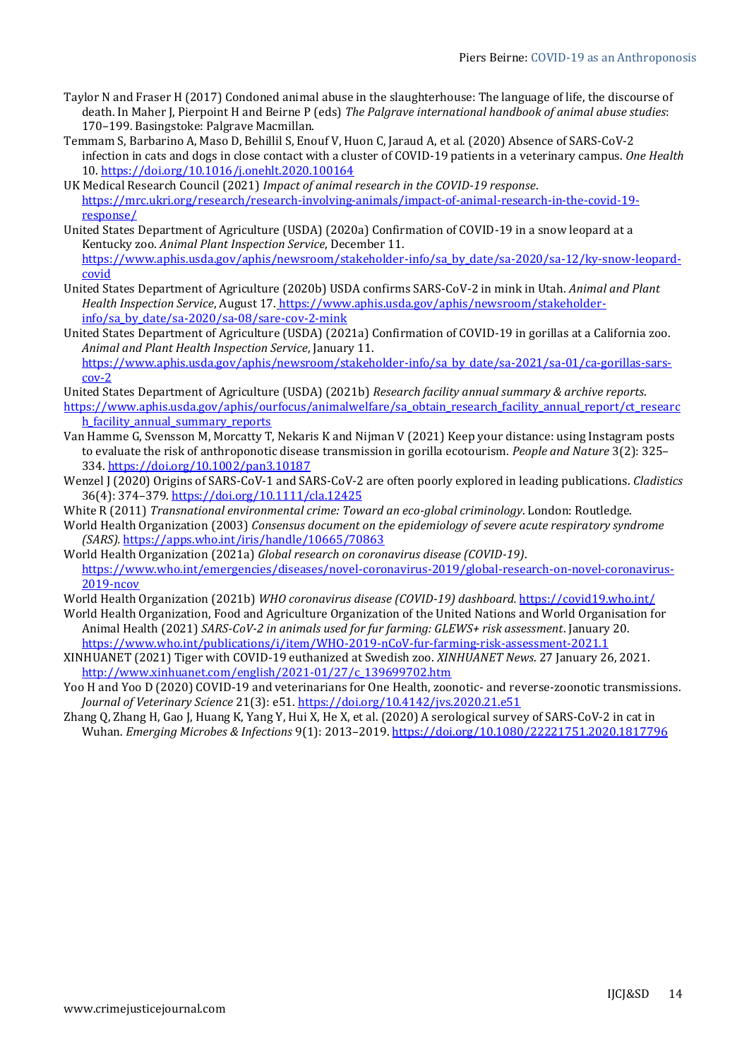Taylor N and Fraser H (2017) Condoned animal abuse in the slaughterhouse: The language of life, the discourse of death. In Maher J, Pierpoint H and Beirne P (eds) *The Palgrave international handbook of animal abuse studies*: 170–199. Basingstoke: Palgrave Macmillan.

Temmam S, Barbarino A, Maso D, Behillil S, Enouf V, Huon C, Jaraud A, et al. (2020) Absence of SARS-CoV-2 infection in cats and dogs in close contact with a cluster of COVID-19 patients in a veterinary campus. *One Health* 10. https://doi.org/10.1016/j.onehlt.2020.100164

UK Medical Research Council (2021) *Impact of animal research in the COVID-19 response*. https://mrc.ukri.org/research/research-involving-animals/impact-of-animal-research-in-the-covid-19-response/

United States Department of Agriculture (USDA) (2020a) Confirmation of COVID-19 in a snow leopard at a Kentucky zoo. *Animal Plant Inspection Service*, December 11. https://www.aphis.usda.gov/aphis/newsroom/stakeholder-info/sa_by_date/sa-2020/sa-12/ky-snow-leopard-covid

United States Department of Agriculture (2020b) USDA confirms SARS-CoV-2 in mink in Utah. *Animal and Plant Health Inspection Service*, August 17. https://www.aphis.usda.gov/aphis/newsroom/stakeholder-info/sa_by_date/sa-2020/sa-08/sare-cov-2-mink

United States Department of Agriculture (USDA) (2021a) Confirmation of COVID-19 in gorillas at a California zoo. *Animal and Plant Health Inspection Service*, January 11. https://www.aphis.usda.gov/aphis/newsroom/stakeholder-info/sa_by_date/sa-2021/sa-01/ca-gorillas-sars-cov-2

United States Department of Agriculture (USDA) (2021b) *Research facility annual summary & archive reports*. https://www.aphis.usda.gov/aphis/ourfocus/animalwelfare/sa_obtain_research_facility_annual_report/ct_research_facility_annual_summary_reports

Van Hamme G, Svensson M, Morcatty T, Nekaris K and Nijman V (2021) Keep your distance: using Instagram posts to evaluate the risk of anthroponotic disease transmission in gorilla ecotourism. *People and Nature* 3(2): 325–334. https://doi.org/10.1002/pan3.10187

Wenzel J (2020) Origins of SARS-CoV-1 and SARS-CoV-2 are often poorly explored in leading publications. *Cladistics* 36(4): 374–379. https://doi.org/10.1111/cla.12425

White R (2011) *Transnational environmental crime: Toward an eco-global criminology*. London: Routledge.

World Health Organization (2003) *Consensus document on the epidemiology of severe acute respiratory syndrome (SARS)*. https://apps.who.int/iris/handle/10665/70863

World Health Organization (2021a) *Global research on coronavirus disease (COVID-19)*. https://www.who.int/emergencies/diseases/novel-coronavirus-2019/global-research-on-novel-coronavirus-2019-ncov

World Health Organization (2021b) *WHO coronavirus disease (COVID-19) dashboard*. https://covid19.who.int/

World Health Organization, Food and Agriculture Organization of the United Nations and World Organisation for Animal Health (2021) *SARS-CoV-2 in animals used for fur farming: GLEWS+ risk assessment*. January 20. https://www.who.int/publications/i/item/WHO-2019-nCoV-fur-farming-risk-assessment-2021.1

XINHUANET (2021) Tiger with COVID-19 euthanized at Swedish zoo. *XINHUANET News*. 27 January 26, 2021. http://www.xinhuanet.com/english/2021-01/27/c_139699702.htm

Yoo H and Yoo D (2020) COVID-19 and veterinarians for One Health, zoonotic- and reverse-zoonotic transmissions. *Journal of Veterinary Science* 21(3): e51. https://doi.org/10.4142/jvs.2020.21.e51

Zhang Q, Zhang H, Gao J, Huang K, Yang Y, Hui X, He X, et al. (2020) A serological survey of SARS-CoV-2 in cat in Wuhan. *Emerging Microbes & Infections* 9(1): 2013–2019. https://doi.org/10.1080/22221751.2020.1817796